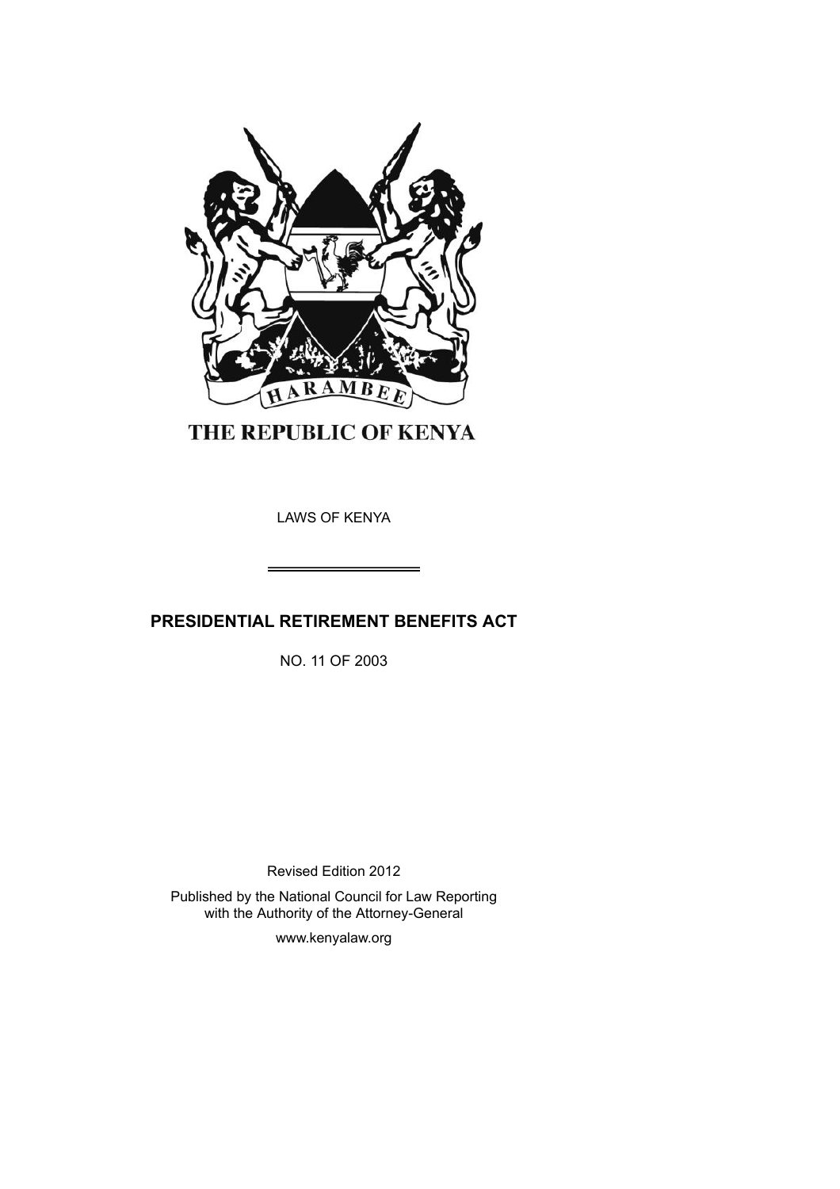HARAMBEE

THE REPUBLIC OF KENYA

LAWS OF KENYA

# PRESIDENTIAL RETIREMENT BENEFITS ACT

NO. 11 OF 2003

Revised Edition 2012

Published by the National Council for Law Reporting with the Authority of the Attorney-General

www.kenyalaw.org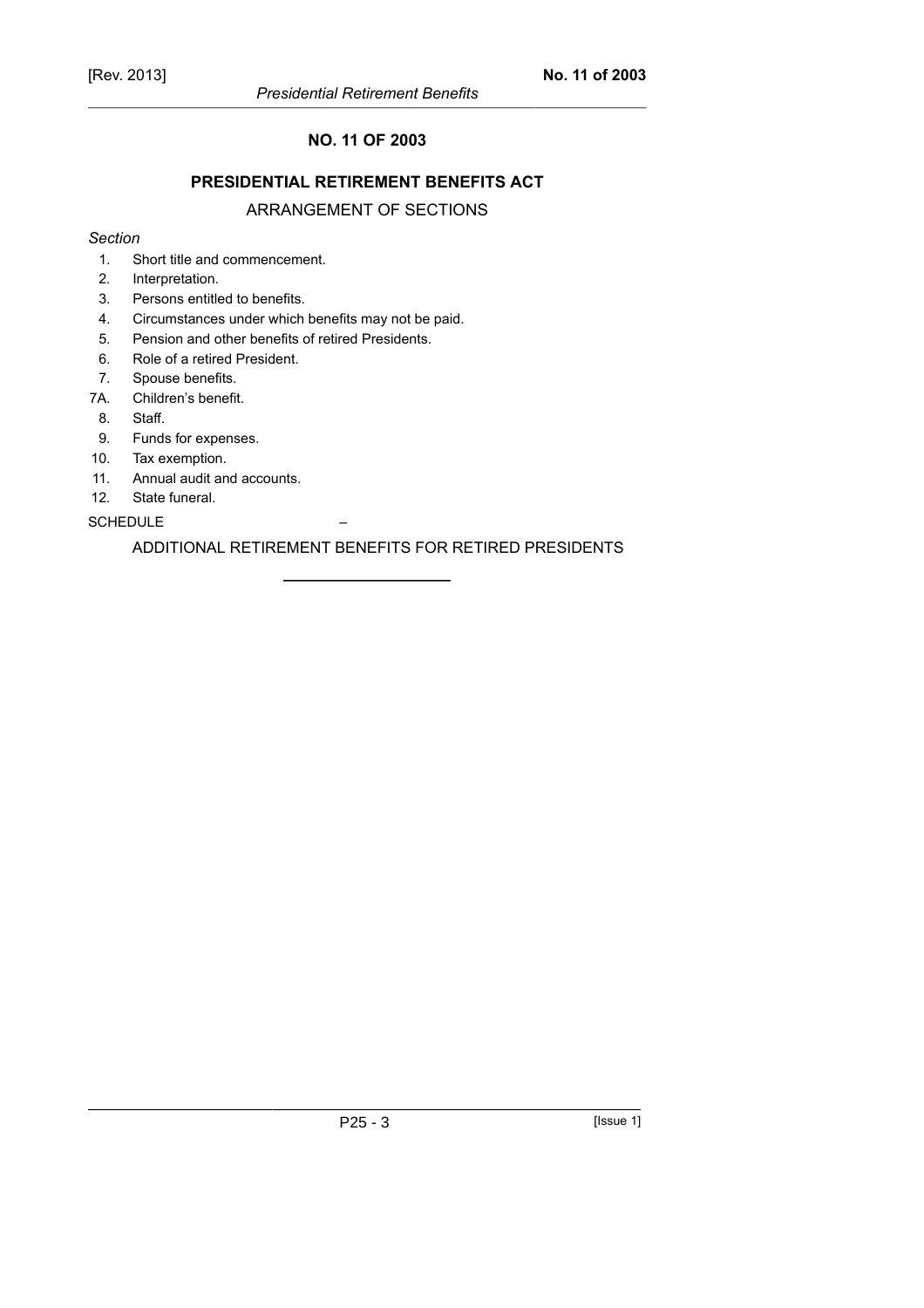# NO. 11 OF 2003

## PRESIDENTIAL RETIREMENT BENEFITS ACT

### ARRANGEMENT OF SECTIONS

*Section*

1. Short title and commencement.
2. Interpretation.
3. Persons entitled to benefits.
4. Circumstances under which benefits may not be paid.
5. Pension and other benefits of retired Presidents.
6. Role of a retired President.
7. Spouse benefits.

7A. Children's benefit.

8. Staff.
9. Funds for expenses.
10. Tax exemption.
11. Annual audit and accounts.
12. State funeral.

SCHEDULE –

ADDITIONAL RETIREMENT BENEFITS FOR RETIRED PRESIDENTS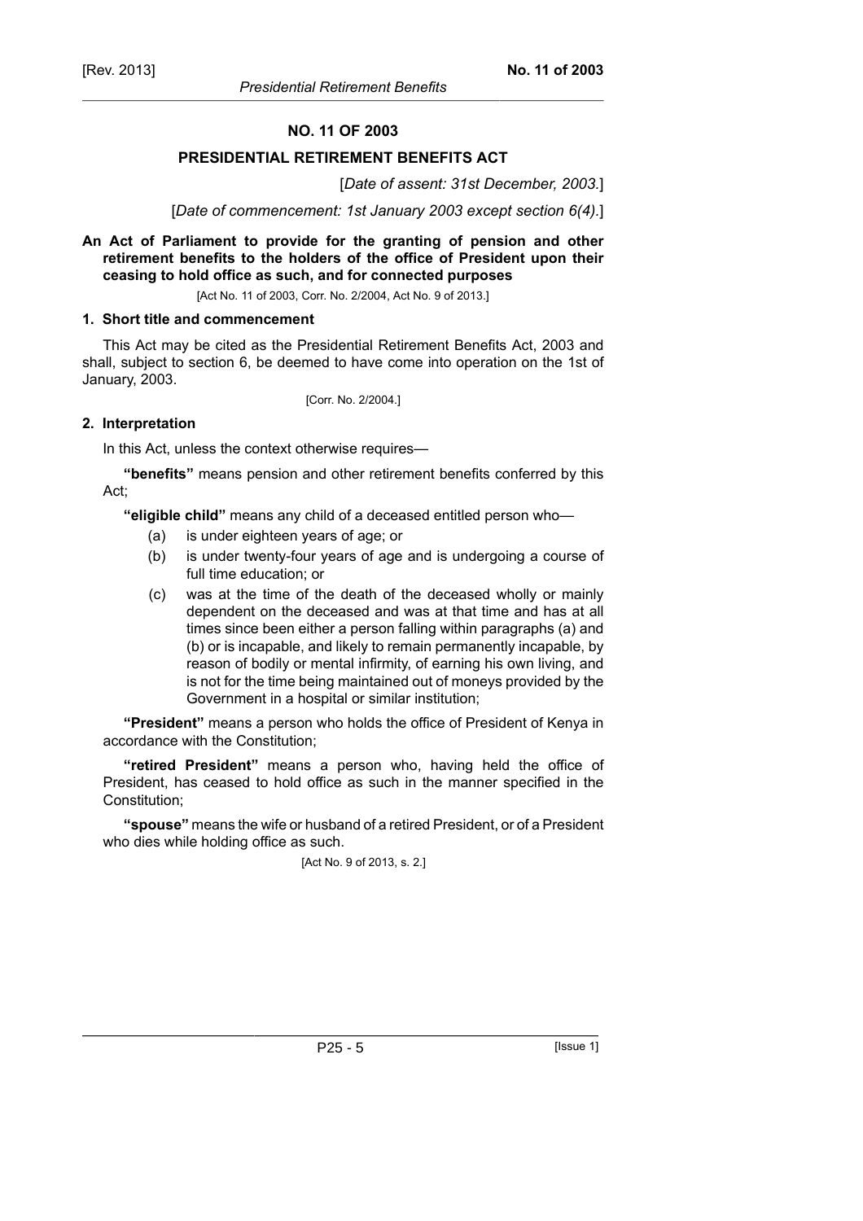## NO. 11 OF 2003

## PRESIDENTIAL RETIREMENT BENEFITS ACT

[*Date of assent: 31st December, 2003.*]

[*Date of commencement: 1st January 2003 except section 6(4).*]

**An Act of Parliament to provide for the granting of pension and other retirement benefits to the holders of the office of President upon their ceasing to hold office as such, and for connected purposes**

[Act No. 11 of 2003, Corr. No. 2/2004, Act No. 9 of 2013.]

### 1. Short title and commencement

This Act may be cited as the Presidential Retirement Benefits Act, 2003 and shall, subject to section 6, be deemed to have come into operation on the 1st of January, 2003.

[Corr. No. 2/2004.]

### 2. Interpretation

In this Act, unless the context otherwise requires—

**"benefits"** means pension and other retirement benefits conferred by this Act;

**"eligible child"** means any child of a deceased entitled person who—

- (a) is under eighteen years of age; or
- (b) is under twenty-four years of age and is undergoing a course of full time education; or
- (c) was at the time of the death of the deceased wholly or mainly dependent on the deceased and was at that time and has at all times since been either a person falling within paragraphs (a) and (b) or is incapable, and likely to remain permanently incapable, by reason of bodily or mental infirmity, of earning his own living, and is not for the time being maintained out of moneys provided by the Government in a hospital or similar institution;

**"President"** means a person who holds the office of President of Kenya in accordance with the Constitution;

**"retired President"** means a person who, having held the office of President, has ceased to hold office as such in the manner specified in the Constitution;

**"spouse"** means the wife or husband of a retired President, or of a President who dies while holding office as such.

[Act No. 9 of 2013, s. 2.]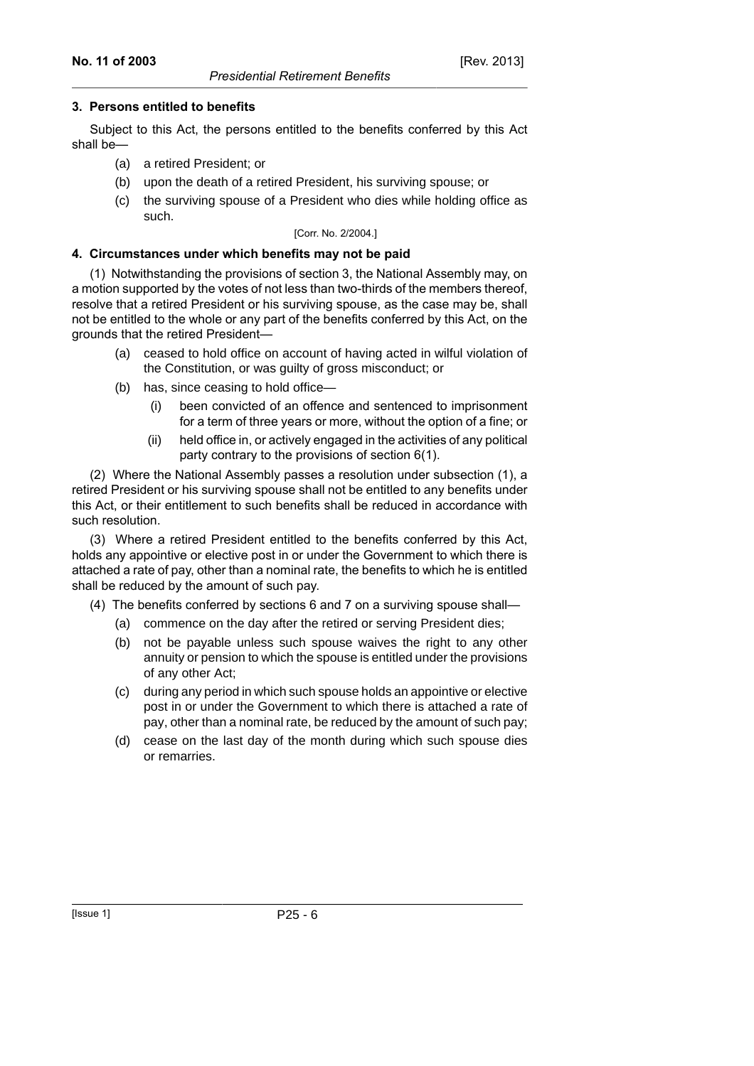**3. Persons entitled to benefits**

Subject to this Act, the persons entitled to the benefits conferred by this Act shall be—

(a) a retired President; or

(b) upon the death of a retired President, his surviving spouse; or

(c) the surviving spouse of a President who dies while holding office as such.

[Corr. No. 2/2004.]

**4. Circumstances under which benefits may not be paid**

(1) Notwithstanding the provisions of section 3, the National Assembly may, on a motion supported by the votes of not less than two-thirds of the members thereof, resolve that a retired President or his surviving spouse, as the case may be, shall not be entitled to the whole or any part of the benefits conferred by this Act, on the grounds that the retired President—

(a) ceased to hold office on account of having acted in wilful violation of the Constitution, or was guilty of gross misconduct; or

(b) has, since ceasing to hold office—

(i) been convicted of an offence and sentenced to imprisonment for a term of three years or more, without the option of a fine; or

(ii) held office in, or actively engaged in the activities of any political party contrary to the provisions of section 6(1).

(2) Where the National Assembly passes a resolution under subsection (1), a retired President or his surviving spouse shall not be entitled to any benefits under this Act, or their entitlement to such benefits shall be reduced in accordance with such resolution.

(3) Where a retired President entitled to the benefits conferred by this Act, holds any appointive or elective post in or under the Government to which there is attached a rate of pay, other than a nominal rate, the benefits to which he is entitled shall be reduced by the amount of such pay.

(4) The benefits conferred by sections 6 and 7 on a surviving spouse shall—

(a) commence on the day after the retired or serving President dies;

(b) not be payable unless such spouse waives the right to any other annuity or pension to which the spouse is entitled under the provisions of any other Act;

(c) during any period in which such spouse holds an appointive or elective post in or under the Government to which there is attached a rate of pay, other than a nominal rate, be reduced by the amount of such pay;

(d) cease on the last day of the month during which such spouse dies or remarries.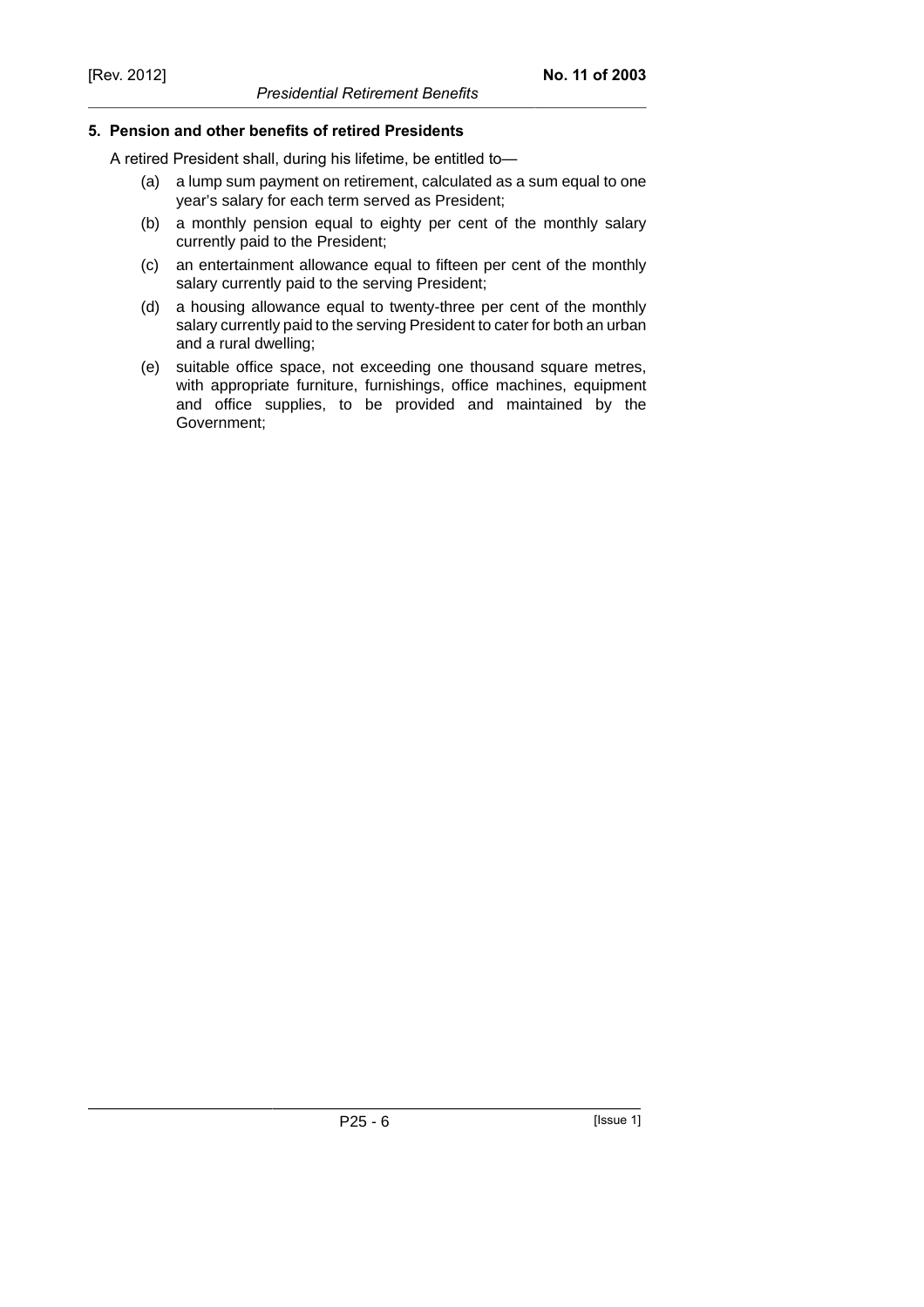### 5. Pension and other benefits of retired Presidents

A retired President shall, during his lifetime, be entitled to—

(a) a lump sum payment on retirement, calculated as a sum equal to one year's salary for each term served as President;

(b) a monthly pension equal to eighty per cent of the monthly salary currently paid to the President;

(c) an entertainment allowance equal to fifteen per cent of the monthly salary currently paid to the serving President;

(d) a housing allowance equal to twenty-three per cent of the monthly salary currently paid to the serving President to cater for both an urban and a rural dwelling;

(e) suitable office space, not exceeding one thousand square metres, with appropriate furniture, furnishings, office machines, equipment and office supplies, to be provided and maintained by the Government;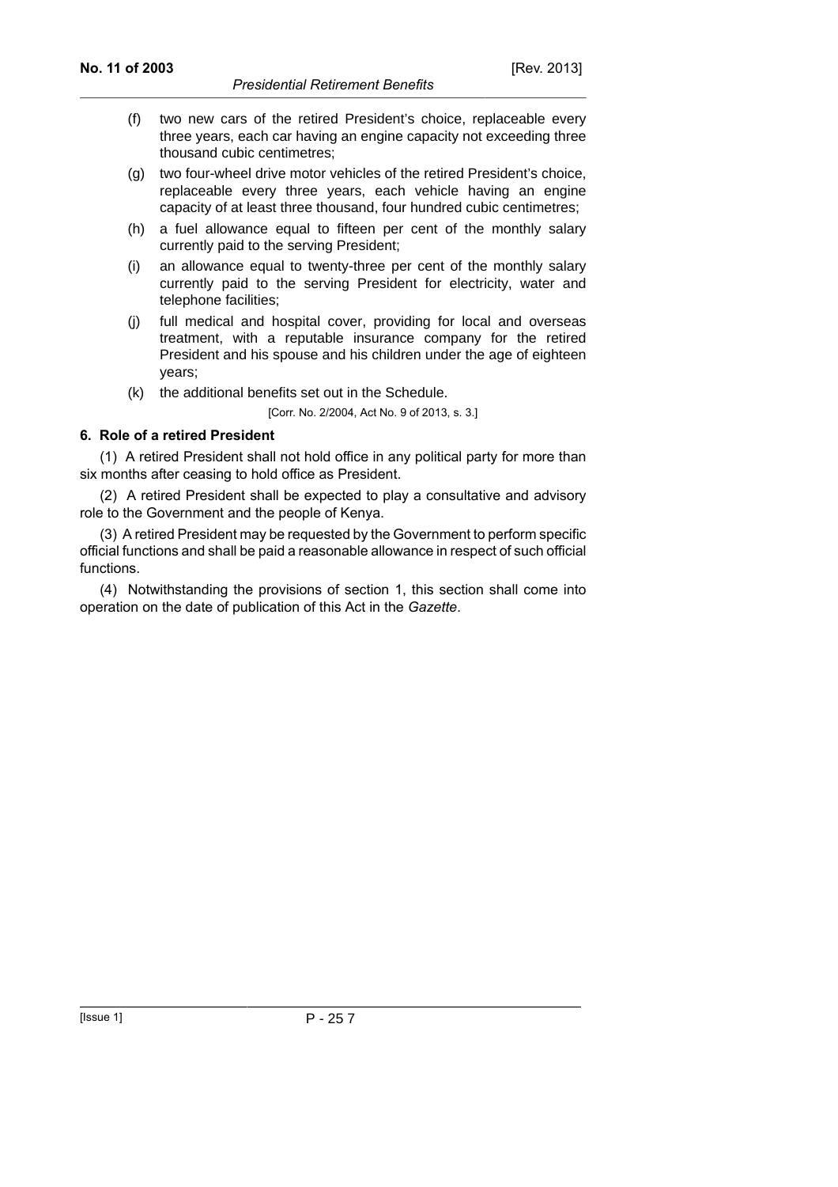(f) two new cars of the retired President's choice, replaceable every three years, each car having an engine capacity not exceeding three thousand cubic centimetres;

(g) two four-wheel drive motor vehicles of the retired President's choice, replaceable every three years, each vehicle having an engine capacity of at least three thousand, four hundred cubic centimetres;

(h) a fuel allowance equal to fifteen per cent of the monthly salary currently paid to the serving President;

(i) an allowance equal to twenty-three per cent of the monthly salary currently paid to the serving President for electricity, water and telephone facilities;

(j) full medical and hospital cover, providing for local and overseas treatment, with a reputable insurance company for the retired President and his spouse and his children under the age of eighteen years;

(k) the additional benefits set out in the Schedule.

[Corr. No. 2/2004, Act No. 9 of 2013, s. 3.]

**6. Role of a retired President**

(1) A retired President shall not hold office in any political party for more than six months after ceasing to hold office as President.

(2) A retired President shall be expected to play a consultative and advisory role to the Government and the people of Kenya.

(3) A retired President may be requested by the Government to perform specific official functions and shall be paid a reasonable allowance in respect of such official functions.

(4) Notwithstanding the provisions of section 1, this section shall come into operation on the date of publication of this Act in the *Gazette*.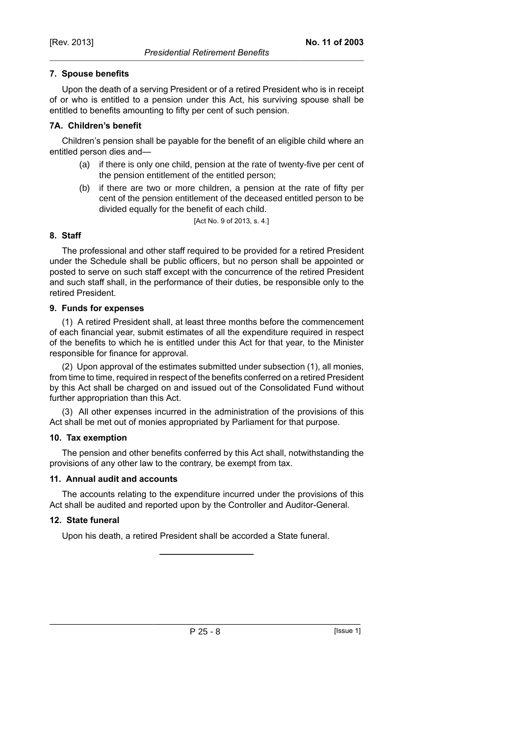### 7. Spouse benefits

Upon the death of a serving President or of a retired President who is in receipt of or who is entitled to a pension under this Act, his surviving spouse shall be entitled to benefits amounting to fifty per cent of such pension.

### 7A. Children's benefit

Children's pension shall be payable for the benefit of an eligible child where an entitled person dies and—

(a) if there is only one child, pension at the rate of twenty-five per cent of the pension entitlement of the entitled person;

(b) if there are two or more children, a pension at the rate of fifty per cent of the pension entitlement of the deceased entitled person to be divided equally for the benefit of each child.

[Act No. 9 of 2013, s. 4.]

### 8. Staff

The professional and other staff required to be provided for a retired President under the Schedule shall be public officers, but no person shall be appointed or posted to serve on such staff except with the concurrence of the retired President and such staff shall, in the performance of their duties, be responsible only to the retired President.

### 9. Funds for expenses

(1) A retired President shall, at least three months before the commencement of each financial year, submit estimates of all the expenditure required in respect of the benefits to which he is entitled under this Act for that year, to the Minister responsible for finance for approval.

(2) Upon approval of the estimates submitted under subsection (1), all monies, from time to time, required in respect of the benefits conferred on a retired President by this Act shall be charged on and issued out of the Consolidated Fund without further appropriation than this Act.

(3) All other expenses incurred in the administration of the provisions of this Act shall be met out of monies appropriated by Parliament for that purpose.

### 10. Tax exemption

The pension and other benefits conferred by this Act shall, notwithstanding the provisions of any other law to the contrary, be exempt from tax.

### 11. Annual audit and accounts

The accounts relating to the expenditure incurred under the provisions of this Act shall be audited and reported upon by the Controller and Auditor-General.

### 12. State funeral

Upon his death, a retired President shall be accorded a State funeral.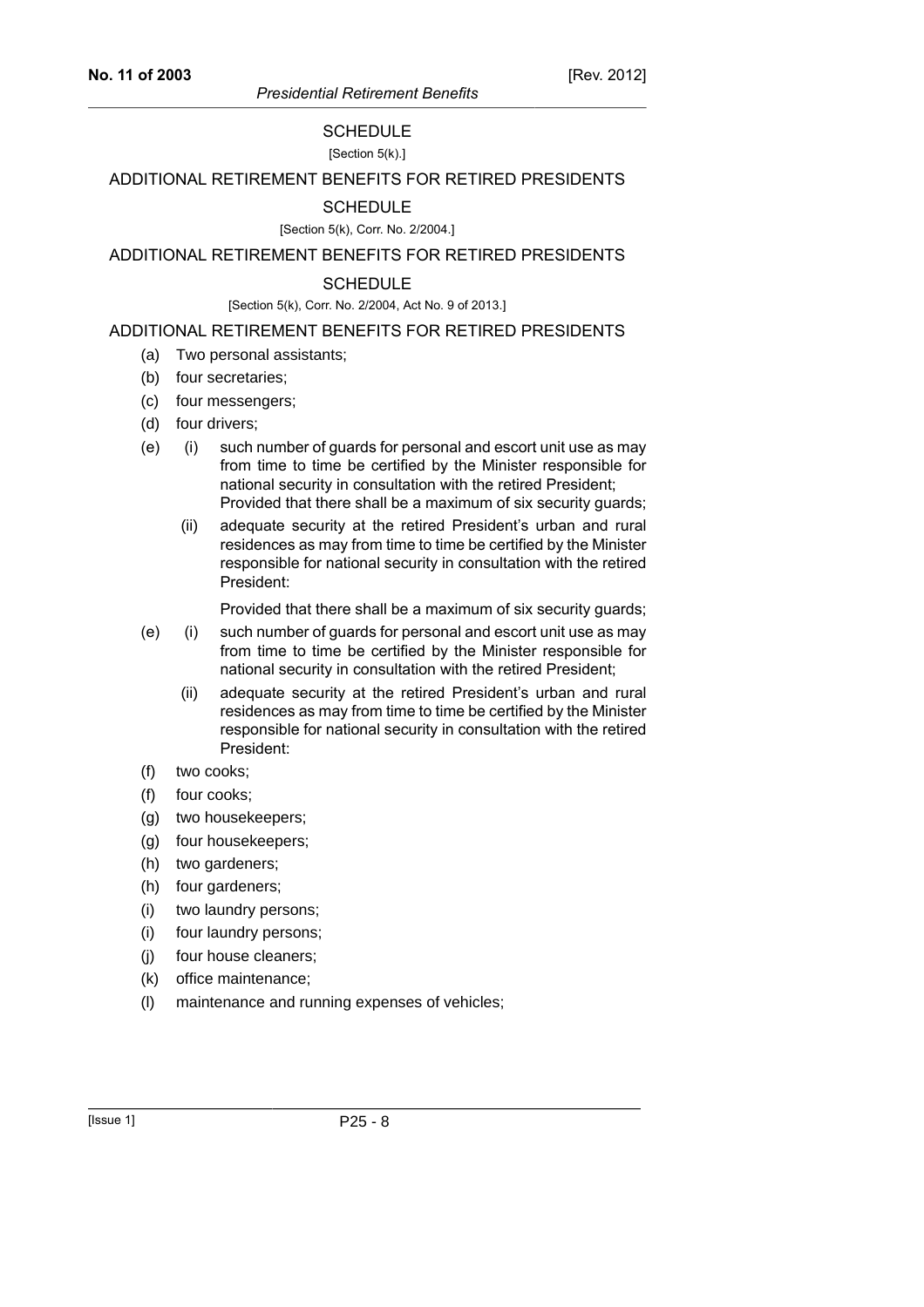## SCHEDULE

[Section 5(k).]

## ADDITIONAL RETIREMENT BENEFITS FOR RETIRED PRESIDENTS

## SCHEDULE

[Section 5(k), Corr. No. 2/2004.]

## ADDITIONAL RETIREMENT BENEFITS FOR RETIRED PRESIDENTS

## SCHEDULE

[Section 5(k), Corr. No. 2/2004, Act No. 9 of 2013.]

## ADDITIONAL RETIREMENT BENEFITS FOR RETIRED PRESIDENTS

(a) Two personal assistants;

(b) four secretaries;

(c) four messengers;

(d) four drivers;

(e) (i) such number of guards for personal and escort unit use as may from time to time be certified by the Minister responsible for national security in consultation with the retired President; Provided that there shall be a maximum of six security guards;

(ii) adequate security at the retired President's urban and rural residences as may from time to time be certified by the Minister responsible for national security in consultation with the retired President:

Provided that there shall be a maximum of six security guards;

(e) (i) such number of guards for personal and escort unit use as may from time to time be certified by the Minister responsible for national security in consultation with the retired President;

(ii) adequate security at the retired President's urban and rural residences as may from time to time be certified by the Minister responsible for national security in consultation with the retired President:

(f) two cooks;

(f) four cooks;

(g) two housekeepers;

(g) four housekeepers;

(h) two gardeners;

(h) four gardeners;

(i) two laundry persons;

(i) four laundry persons;

(j) four house cleaners;

(k) office maintenance;

(l) maintenance and running expenses of vehicles;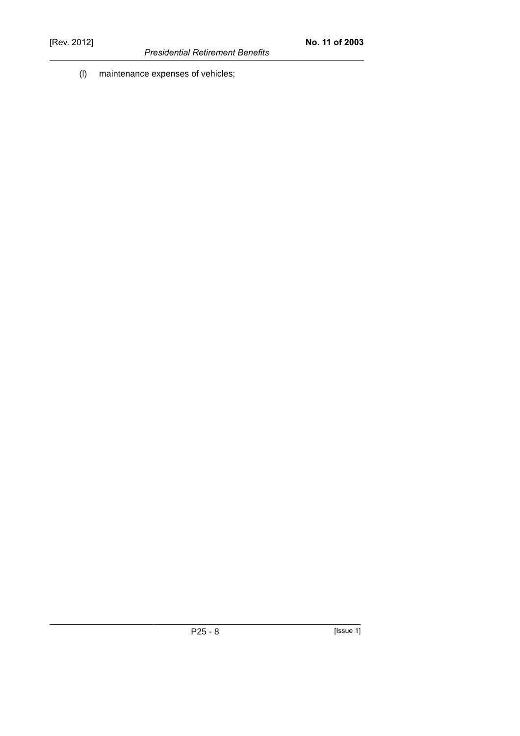(l) maintenance expenses of vehicles;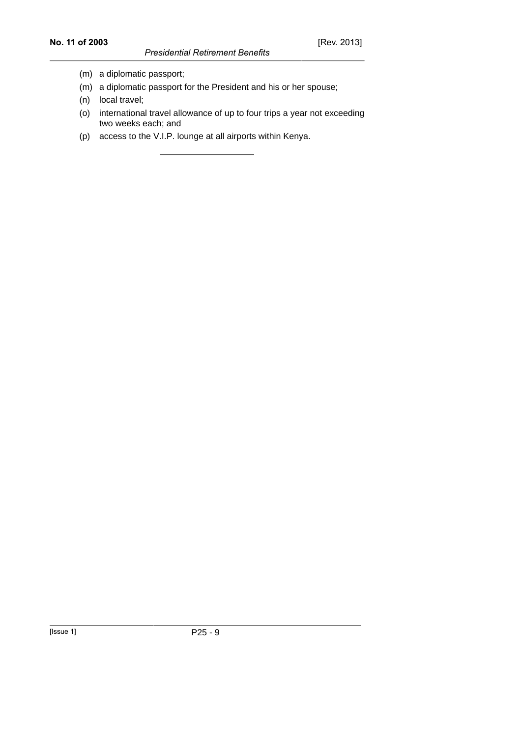(m) a diplomatic passport;

(m) a diplomatic passport for the President and his or her spouse;

(n) local travel;

(o) international travel allowance of up to four trips a year not exceeding two weeks each; and

(p) access to the V.I.P. lounge at all airports within Kenya.